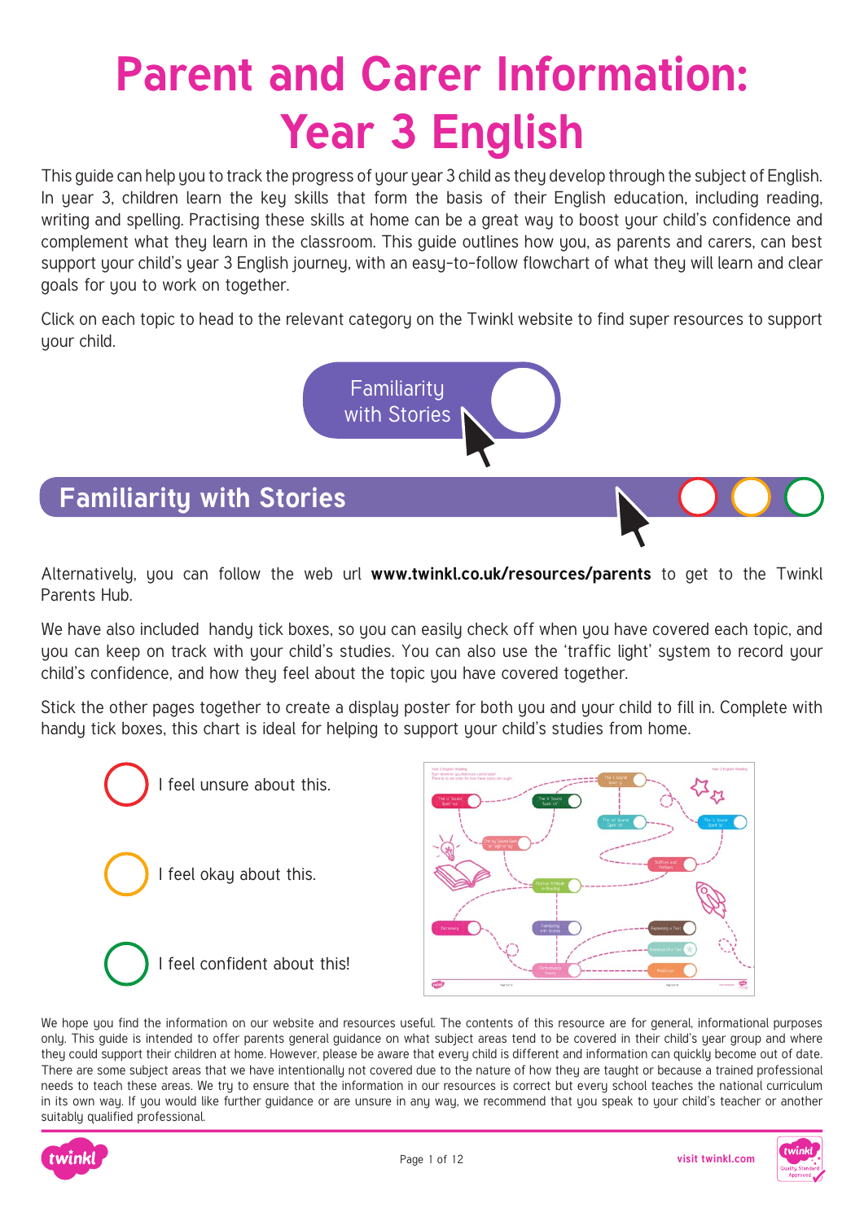# Parent and Carer Information: Year 3 English

This guide can help you to track the progress of your year 3 child as they develop through the subject of English. In year 3, children learn the key skills that form the basis of their English education, including reading, writing and spelling. Practising these skills at home can be a great way to boost your child's confidence and complement what they learn in the classroom. This guide outlines how you, as parents and carers, can best support your child's year 3 English journey, with an easy-to-follow flowchart of what they will learn and clear goals for you to work on together.

Click on each topic to head to the relevant category on the Twinkl website to find super resources to support your child.

Familiarity with Stories

## Familiarity with Stories

Alternatively, you can follow the web url **www.twinkl.co.uk/resources/parents** to get to the Twinkl Parents Hub.

We have also included handy tick boxes, so you can easily check off when you have covered each topic, and you can keep on track with your child's studies. You can also use the 'traffic light' system to record your child's confidence, and how they feel about the topic you have covered together.

Stick the other pages together to create a display poster for both you and your child to fill in. Complete with handy tick boxes, this chart is ideal for helping to support your child's studies from home.

- I feel unsure about this.
- I feel okay about this.
- I feel confident about this!

We hope you find the information on our website and resources useful. The contents of this resource are for general, informational purposes only. This guide is intended to offer parents general guidance on what subject areas tend to be covered in their child's year group and where they could support their children at home. However, please be aware that every child is different and information can quickly become out of date. There are some subject areas that we have intentionally not covered due to the nature of how they are taught or because a trained professional needs to teach these areas. We try to ensure that the information in our resources is correct but every school teaches the national curriculum in its own way. If you would like further guidance or are unsure in any way, we recommend that you speak to your child's teacher or another suitably qualified professional.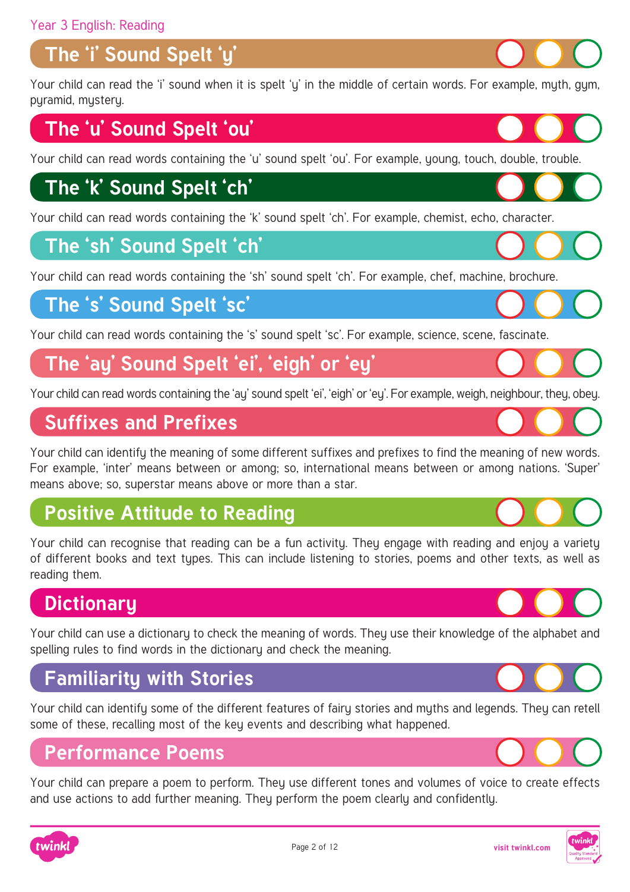Year 3 English: Reading

## The 'i' Sound Spelt 'y'

Your child can read the 'i' sound when it is spelt 'y' in the middle of certain words. For example, myth, gym, pyramid, mystery.

## The 'u' Sound Spelt 'ou'

Your child can read words containing the 'u' sound spelt 'ou'. For example, young, touch, double, trouble.

## The 'k' Sound Spelt 'ch'

Your child can read words containing the 'k' sound spelt 'ch'. For example, chemist, echo, character.

## The 'sh' Sound Spelt 'ch'

Your child can read words containing the 'sh' sound spelt 'ch'. For example, chef, machine, brochure.

## The 's' Sound Spelt 'sc'

Your child can read words containing the 's' sound spelt 'sc'. For example, science, scene, fascinate.

## The 'ay' Sound Spelt 'ei', 'eigh' or 'ey'

Your child can read words containing the 'ay' sound spelt 'ei', 'eigh' or 'ey'. For example, weigh, neighbour, they, obey.

## Suffixes and Prefixes

Your child can identify the meaning of some different suffixes and prefixes to find the meaning of new words. For example, 'inter' means between or among; so, international means between or among nations. 'Super' means above; so, superstar means above or more than a star.

## Positive Attitude to Reading

Your child can recognise that reading can be a fun activity. They engage with reading and enjoy a variety of different books and text types. This can include listening to stories, poems and other texts, as well as reading them.

## Dictionary

Your child can use a dictionary to check the meaning of words. They use their knowledge of the alphabet and spelling rules to find words in the dictionary and check the meaning.

## Familiarity with Stories

Your child can identify some of the different features of fairy stories and myths and legends. They can retell some of these, recalling most of the key events and describing what happened.

## Performance Poems

Your child can prepare a poem to perform. They use different tones and volumes of voice to create effects and use actions to add further meaning. They perform the poem clearly and confidently.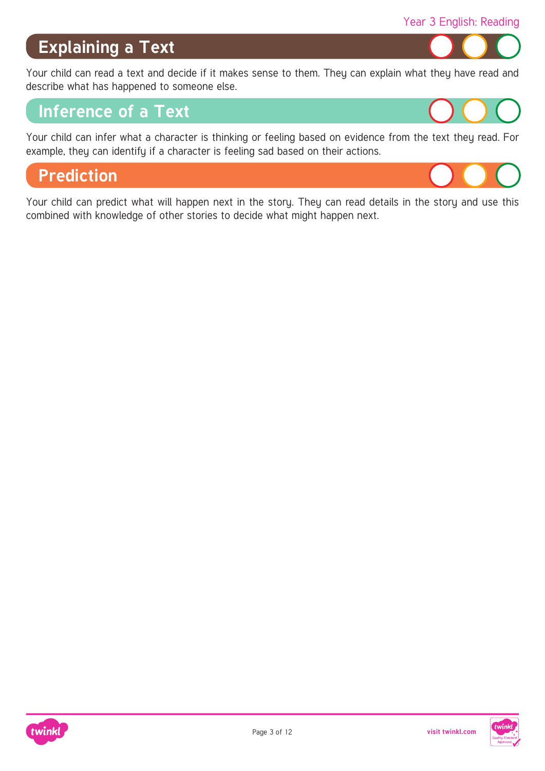## Explaining a Text

Your child can read a text and decide if it makes sense to them. They can explain what they have read and describe what has happened to someone else.

## Inference of a Text

Your child can infer what a character is thinking or feeling based on evidence from the text they read. For example, they can identify if a character is feeling sad based on their actions.

## Prediction

Your child can predict what will happen next in the story. They can read details in the story and use this combined with knowledge of other stories to decide what might happen next.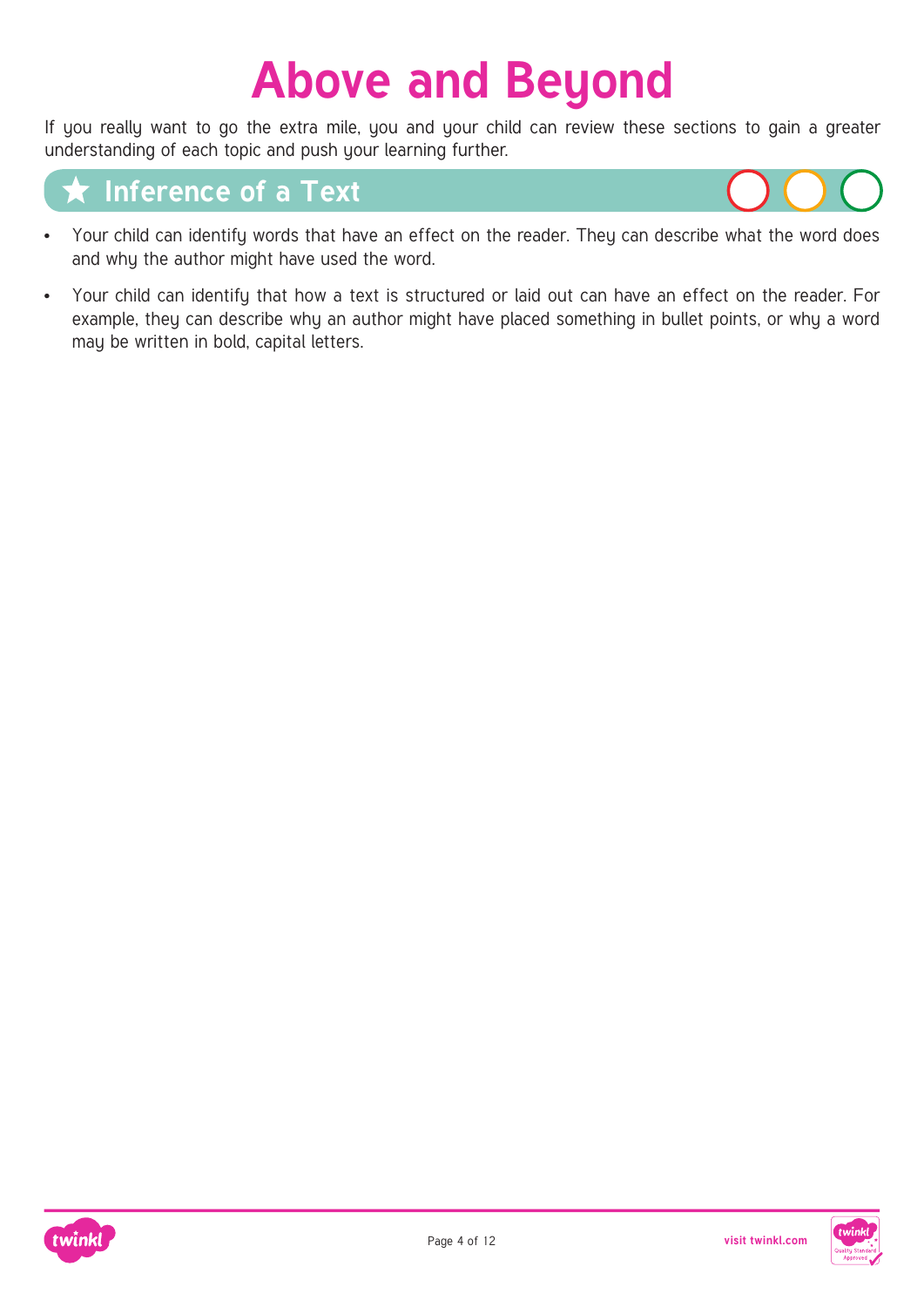# Above and Beyond

If you really want to go the extra mile, you and your child can review these sections to gain a greater understanding of each topic and push your learning further.

## ★ Inference of a Text

- Your child can identify words that have an effect on the reader. They can describe what the word does and why the author might have used the word.
- Your child can identify that how a text is structured or laid out can have an effect on the reader. For example, they can describe why an author might have placed something in bullet points, or why a word may be written in bold, capital letters.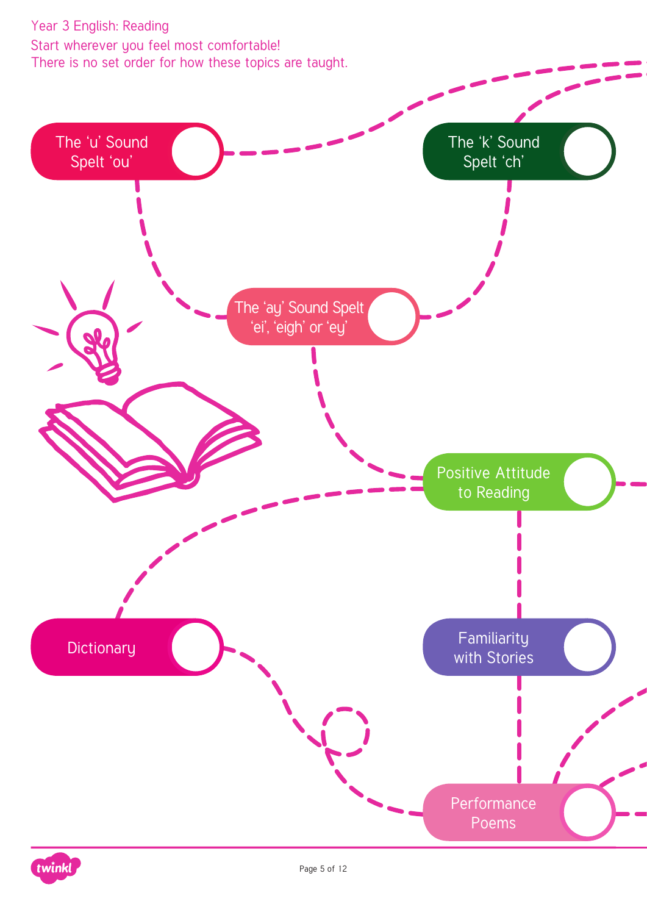Year 3 English: Reading

Start wherever you feel most comfortable!
There is no set order for how these topics are taught.

- The 'u' Sound Spelt 'ou'
- The 'k' Sound Spelt 'ch'
- The 'ay' Sound Spelt 'ei', 'eigh' or 'ey'
- Positive Attitude to Reading
- Dictionary
- Familiarity with Stories
- Performance Poems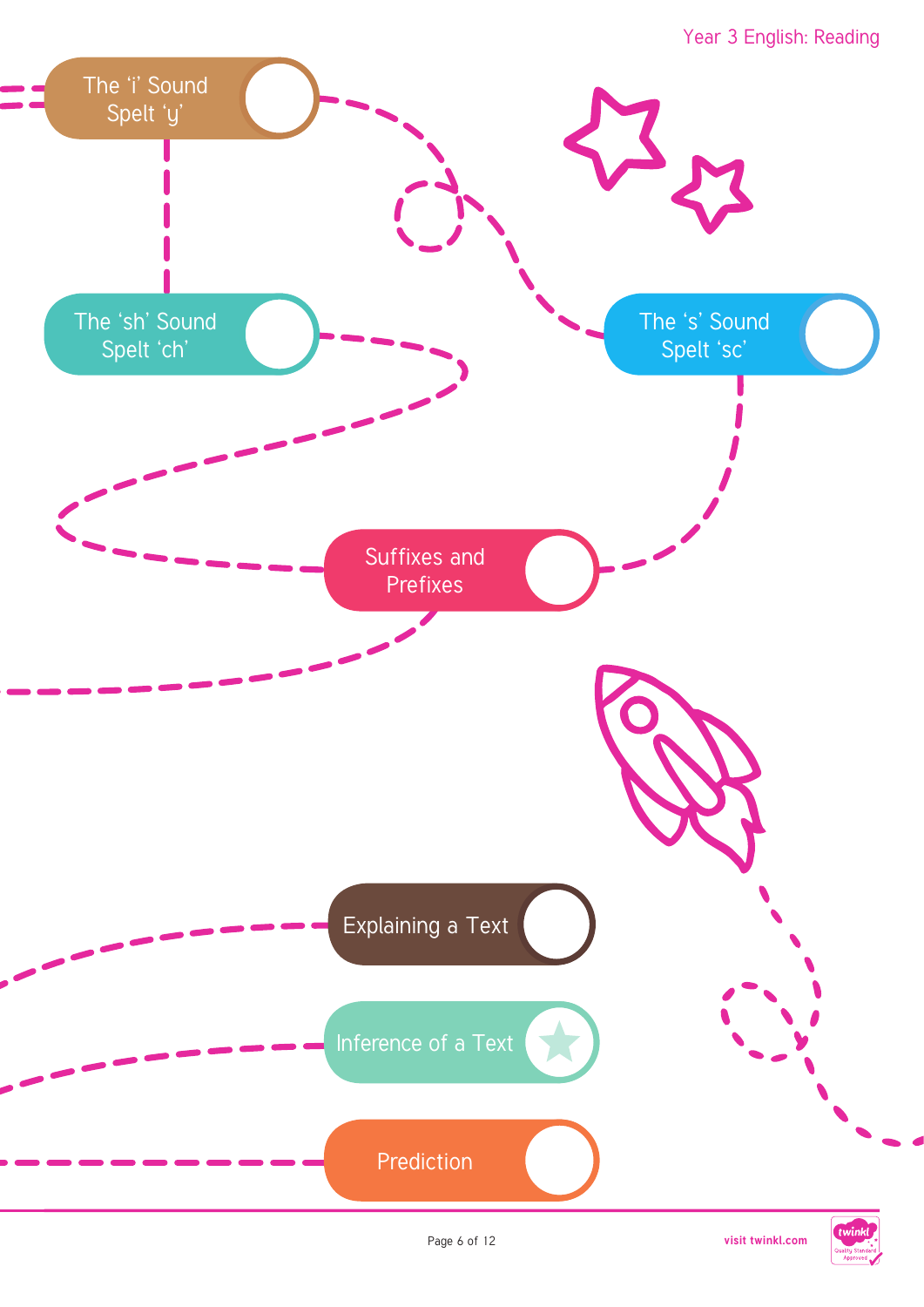The 'i' Sound Spelt 'y'

The 'sh' Sound Spelt 'ch'

The 's' Sound Spelt 'sc'

Suffixes and Prefixes

Explaining a Text

Inference of a Text

Prediction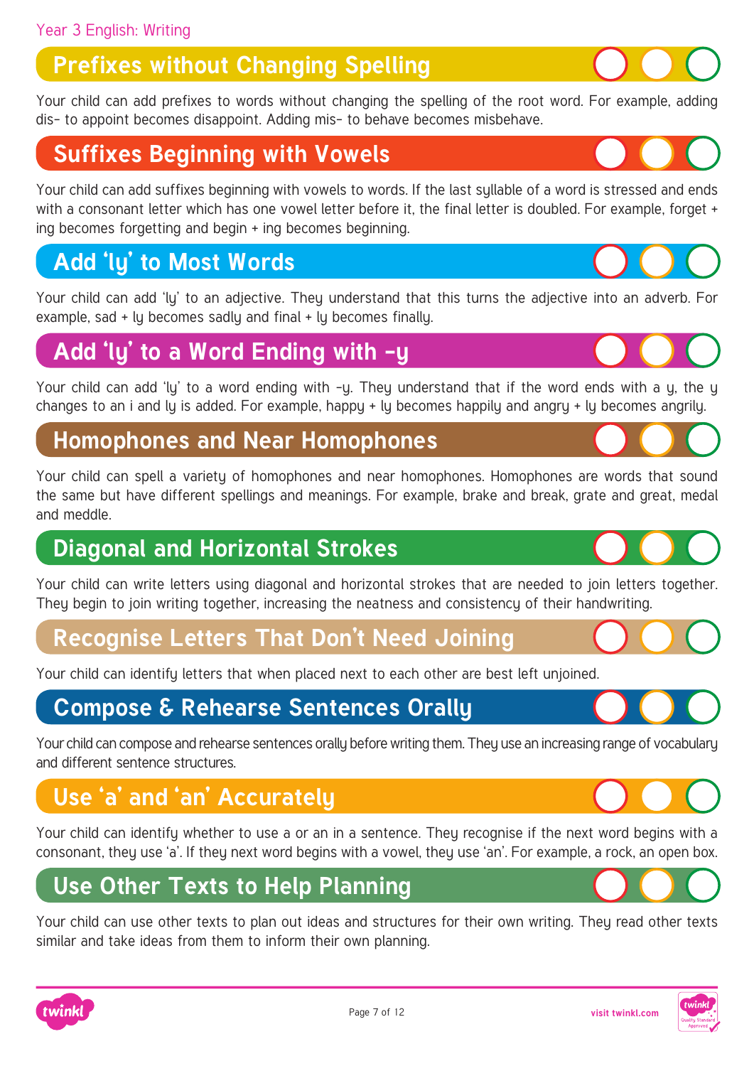Year 3 English: Writing

## Prefixes without Changing Spelling

Your child can add prefixes to words without changing the spelling of the root word. For example, adding dis- to appoint becomes disappoint. Adding mis- to behave becomes misbehave.

## Suffixes Beginning with Vowels

Your child can add suffixes beginning with vowels to words. If the last syllable of a word is stressed and ends with a consonant letter which has one vowel letter before it, the final letter is doubled. For example, forget + ing becomes forgetting and begin + ing becomes beginning.

## Add 'ly' to Most Words

Your child can add 'ly' to an adjective. They understand that this turns the adjective into an adverb. For example, sad + ly becomes sadly and final + ly becomes finally.

## Add 'ly' to a Word Ending with -y

Your child can add 'ly' to a word ending with -y. They understand that if the word ends with a y, the y changes to an i and ly is added. For example, happy + ly becomes happily and angry + ly becomes angrily.

## Homophones and Near Homophones

Your child can spell a variety of homophones and near homophones. Homophones are words that sound the same but have different spellings and meanings. For example, brake and break, grate and great, medal and meddle.

## Diagonal and Horizontal Strokes

Your child can write letters using diagonal and horizontal strokes that are needed to join letters together. They begin to join writing together, increasing the neatness and consistency of their handwriting.

## Recognise Letters That Don't Need Joining

Your child can identify letters that when placed next to each other are best left unjoined.

## Compose & Rehearse Sentences Orally

Your child can compose and rehearse sentences orally before writing them. They use an increasing range of vocabulary and different sentence structures.

## Use 'a' and 'an' Accurately

Your child can identify whether to use a or an in a sentence. They recognise if the next word begins with a consonant, they use 'a'. If they next word begins with a vowel, they use 'an'. For example, a rock, an open box.

## Use Other Texts to Help Planning

Your child can use other texts to plan out ideas and structures for their own writing. They read other texts similar and take ideas from them to inform their own planning.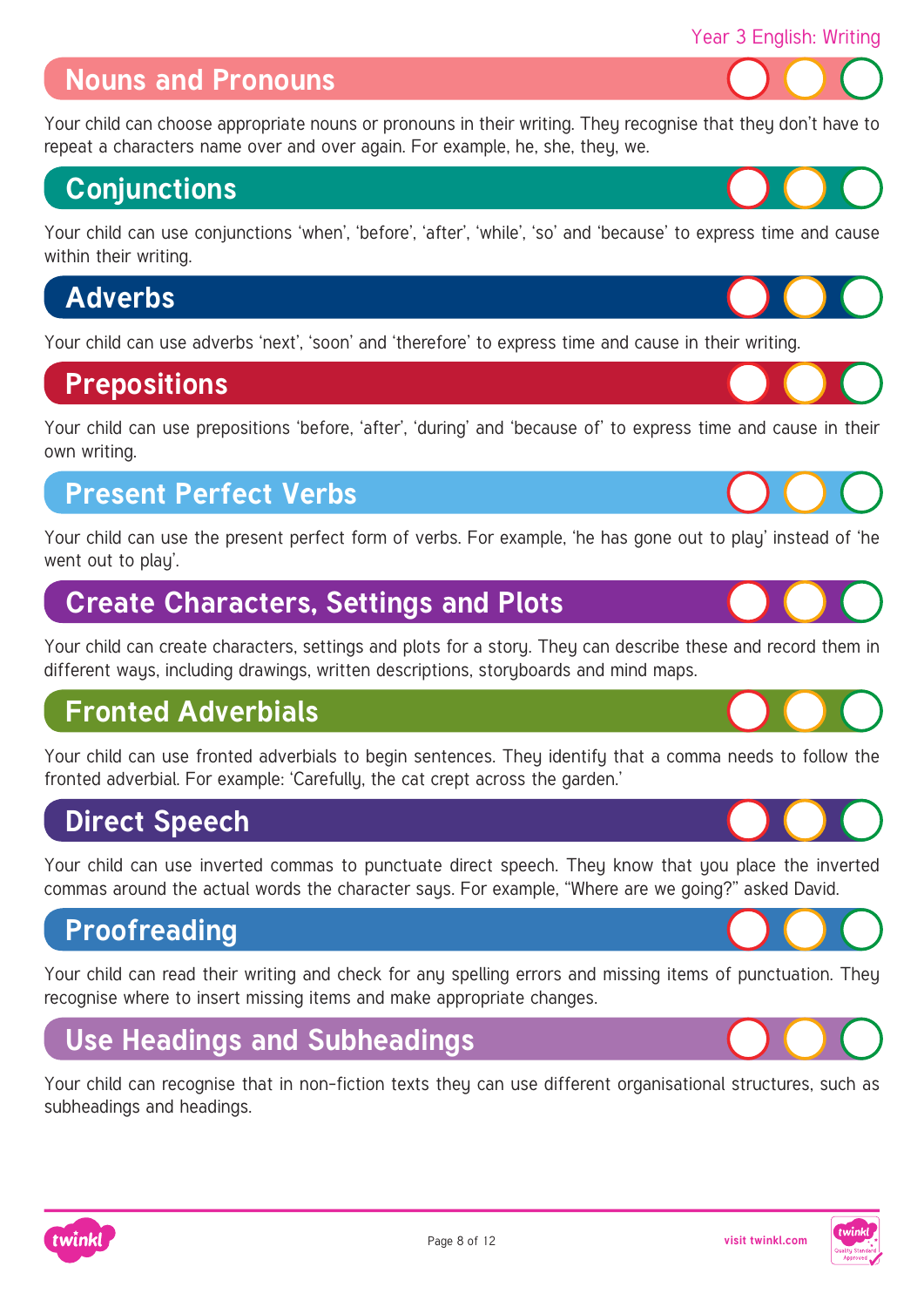## Nouns and Pronouns

Your child can choose appropriate nouns or pronouns in their writing. They recognise that they don't have to repeat a characters name over and over again. For example, he, she, they, we.

## Conjunctions

Your child can use conjunctions 'when', 'before', 'after', 'while', 'so' and 'because' to express time and cause within their writing.

## Adverbs

Your child can use adverbs 'next', 'soon' and 'therefore' to express time and cause in their writing.

## Prepositions

Your child can use prepositions 'before, 'after', 'during' and 'because of' to express time and cause in their own writing.

## Present Perfect Verbs

Your child can use the present perfect form of verbs. For example, 'he has gone out to play' instead of 'he went out to play'.

## Create Characters, Settings and Plots

Your child can create characters, settings and plots for a story. They can describe these and record them in different ways, including drawings, written descriptions, storyboards and mind maps.

## Fronted Adverbials

Your child can use fronted adverbials to begin sentences. They identify that a comma needs to follow the fronted adverbial. For example: 'Carefully, the cat crept across the garden.'

## Direct Speech

Your child can use inverted commas to punctuate direct speech. They know that you place the inverted commas around the actual words the character says. For example, "Where are we going?" asked David.

## Proofreading

Your child can read their writing and check for any spelling errors and missing items of punctuation. They recognise where to insert missing items and make appropriate changes.

## Use Headings and Subheadings

Your child can recognise that in non-fiction texts they can use different organisational structures, such as subheadings and headings.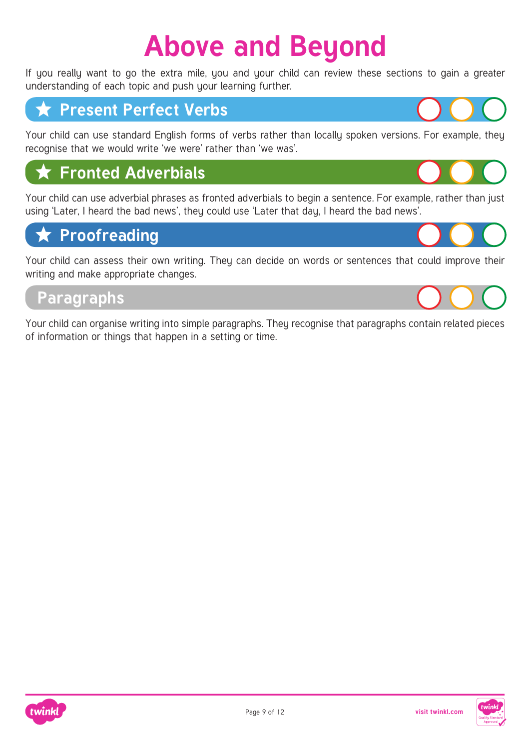# Above and Beyond

If you really want to go the extra mile, you and your child can review these sections to gain a greater understanding of each topic and push your learning further.

## ★ Present Perfect Verbs

Your child can use standard English forms of verbs rather than locally spoken versions. For example, they recognise that we would write 'we were' rather than 'we was'.

## ★ Fronted Adverbials

Your child can use adverbial phrases as fronted adverbials to begin a sentence. For example, rather than just using 'Later, I heard the bad news', they could use 'Later that day, I heard the bad news'.

## ★ Proofreading

Your child can assess their own writing. They can decide on words or sentences that could improve their writing and make appropriate changes.

## Paragraphs

Your child can organise writing into simple paragraphs. They recognise that paragraphs contain related pieces of information or things that happen in a setting or time.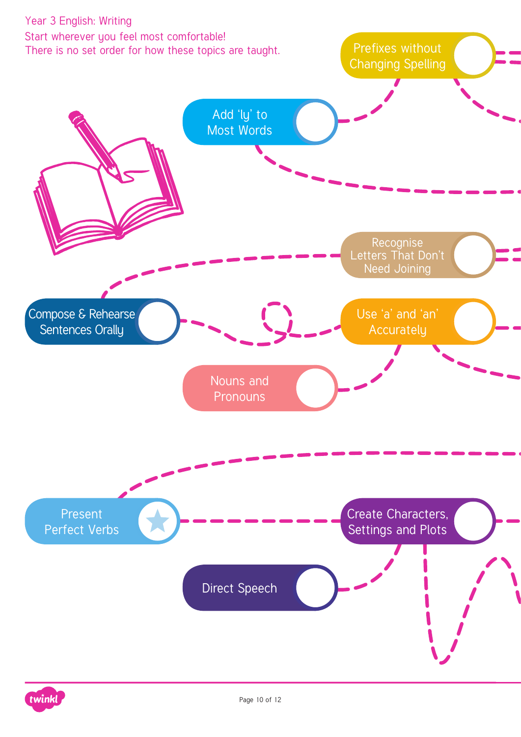Year 3 English: Writing

Start wherever you feel most comfortable!
There is no set order for how these topics are taught.

- Prefixes without Changing Spelling
- Add 'ly' to Most Words
- Recognise Letters That Don't Need Joining
- Compose & Rehearse Sentences Orally
- Use 'a' and 'an' Accurately
- Nouns and Pronouns
- Present Perfect Verbs
- Create Characters, Settings and Plots
- Direct Speech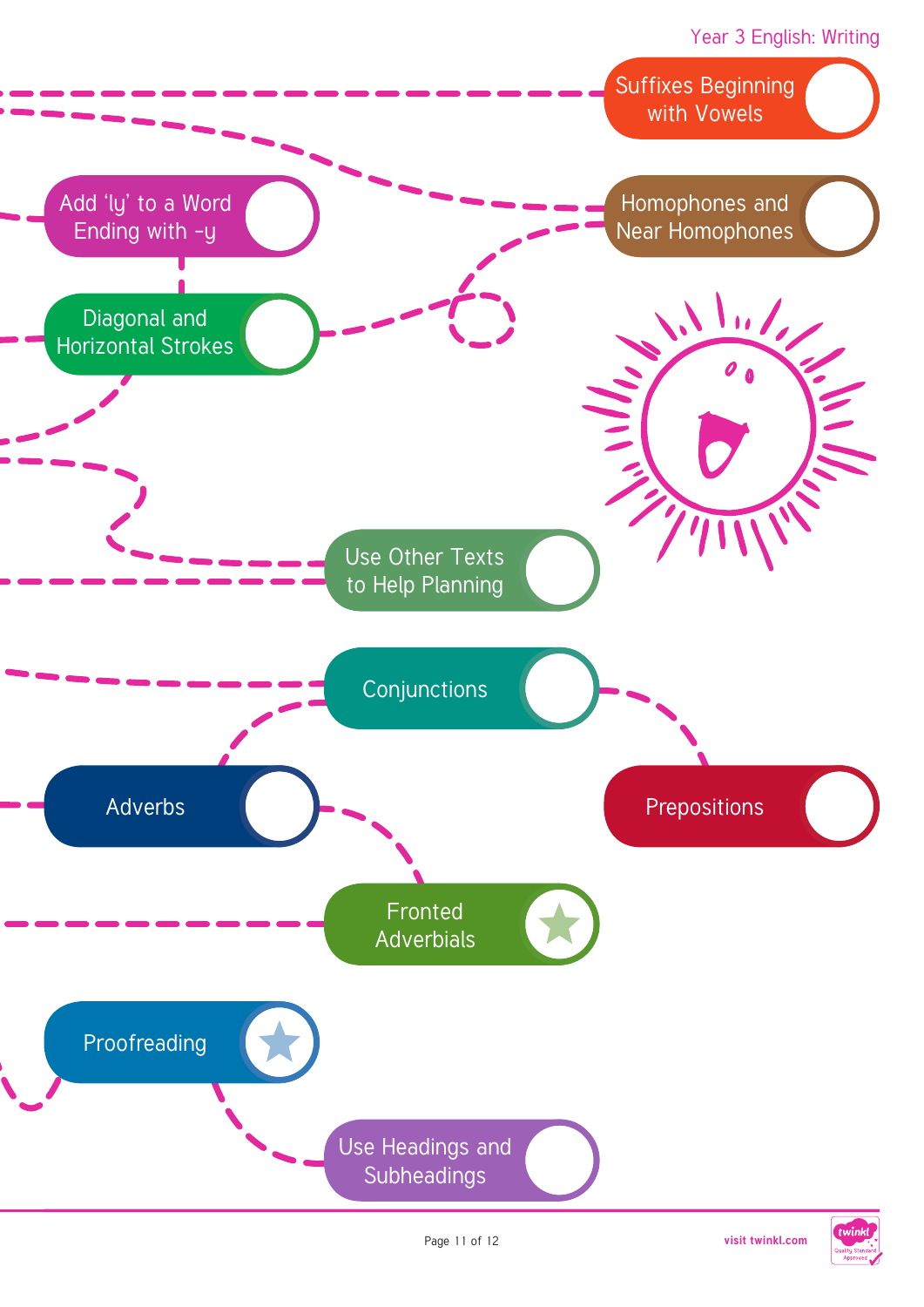Suffixes Beginning with Vowels

Add 'ly' to a Word Ending with -y

Homophones and Near Homophones

Diagonal and Horizontal Strokes

Use Other Texts to Help Planning

Conjunctions

Adverbs

Prepositions

Fronted Adverbials

Proofreading

Use Headings and Subheadings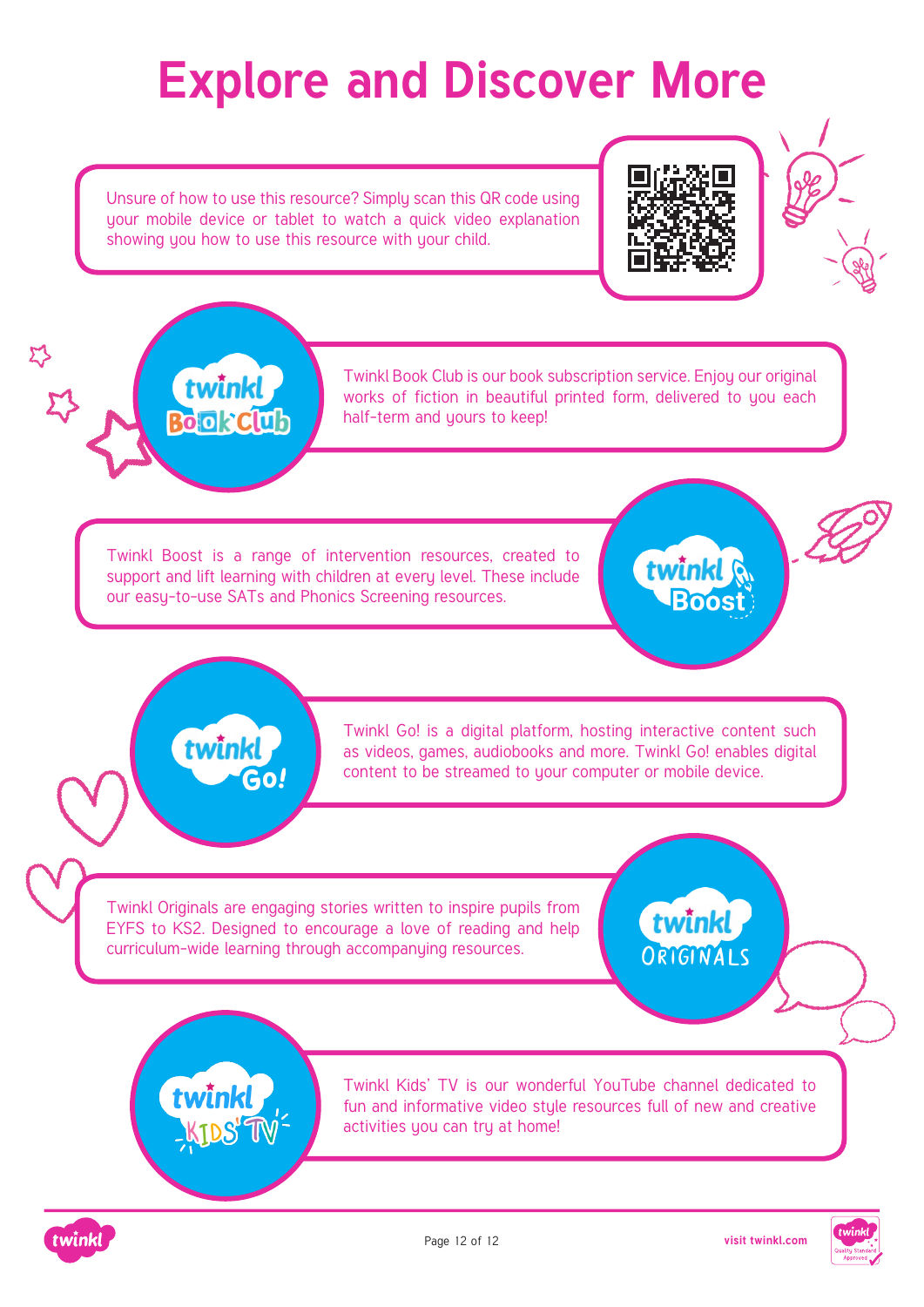# Explore and Discover More

Unsure of how to use this resource? Simply scan this QR code using your mobile device or tablet to watch a quick video explanation showing you how to use this resource with your child.

twinkl Book Club

Twinkl Book Club is our book subscription service. Enjoy our original works of fiction in beautiful printed form, delivered to you each half-term and yours to keep!

twinkl Boost

Twinkl Boost is a range of intervention resources, created to support and lift learning with children at every level. These include our easy-to-use SATs and Phonics Screening resources.

twinkl Go!

Twinkl Go! is a digital platform, hosting interactive content such as videos, games, audiobooks and more. Twinkl Go! enables digital content to be streamed to your computer or mobile device.

twinkl ORIGINALS

Twinkl Originals are engaging stories written to inspire pupils from EYFS to KS2. Designed to encourage a love of reading and help curriculum-wide learning through accompanying resources.

twinkl KIDS' TV

Twinkl Kids' TV is our wonderful YouTube channel dedicated to fun and informative video style resources full of new and creative activities you can try at home!

visit twinkl.com